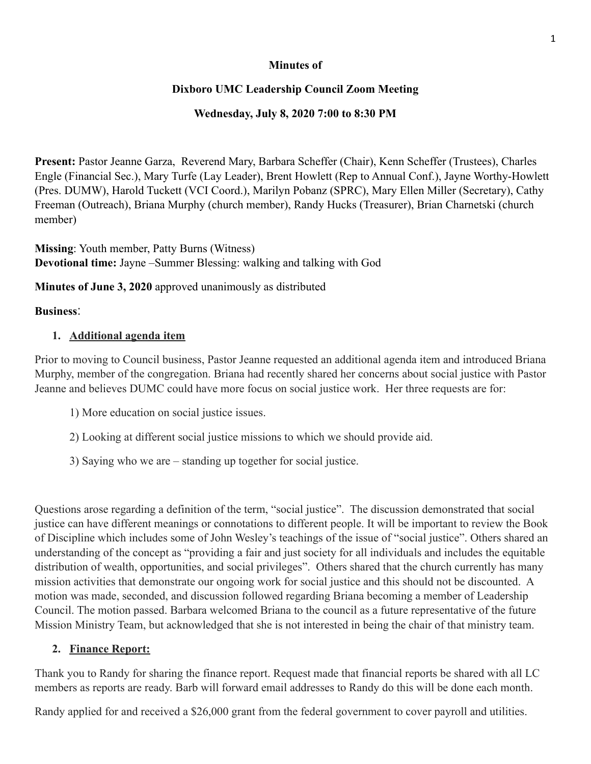**Minutes of**

**Dixboro UMC Leadership Council Zoom Meeting**

**Wednesday, July 8, 2020 7:00 to 8:30 PM**

**Present:** Pastor Jeanne Garza, Reverend Mary, Barbara Scheffer (Chair), Kenn Scheffer (Trustees), Charles Engle (Financial Sec.), Mary Turfe (Lay Leader), Brent Howlett (Rep to Annual Conf.), Jayne Worthy-Howlett (Pres. DUMW), Harold Tuckett (VCI Coord.), Marilyn Pobanz (SPRC), Mary Ellen Miller (Secretary), Cathy Freeman (Outreach), Briana Murphy (church member), Randy Hucks (Treasurer), Brian Charnetski (church member)

**Missing**: Youth member, Patty Burns (Witness)
**Devotional time:** Jayne –Summer Blessing: walking and talking with God

**Minutes of June 3, 2020** approved unanimously as distributed

**Business**:

1. **Additional agenda item**

Prior to moving to Council business, Pastor Jeanne requested an additional agenda item and introduced Briana Murphy, member of the congregation. Briana had recently shared her concerns about social justice with Pastor Jeanne and believes DUMC could have more focus on social justice work. Her three requests are for:

1) More education on social justice issues.

2) Looking at different social justice missions to which we should provide aid.

3) Saying who we are – standing up together for social justice.

Questions arose regarding a definition of the term, "social justice". The discussion demonstrated that social justice can have different meanings or connotations to different people. It will be important to review the Book of Discipline which includes some of John Wesley's teachings of the issue of "social justice". Others shared an understanding of the concept as "providing a fair and just society for all individuals and includes the equitable distribution of wealth, opportunities, and social privileges". Others shared that the church currently has many mission activities that demonstrate our ongoing work for social justice and this should not be discounted. A motion was made, seconded, and discussion followed regarding Briana becoming a member of Leadership Council. The motion passed. Barbara welcomed Briana to the council as a future representative of the future Mission Ministry Team, but acknowledged that she is not interested in being the chair of that ministry team.

2. **Finance Report:**

Thank you to Randy for sharing the finance report. Request made that financial reports be shared with all LC members as reports are ready. Barb will forward email addresses to Randy do this will be done each month.

Randy applied for and received a $26,000 grant from the federal government to cover payroll and utilities.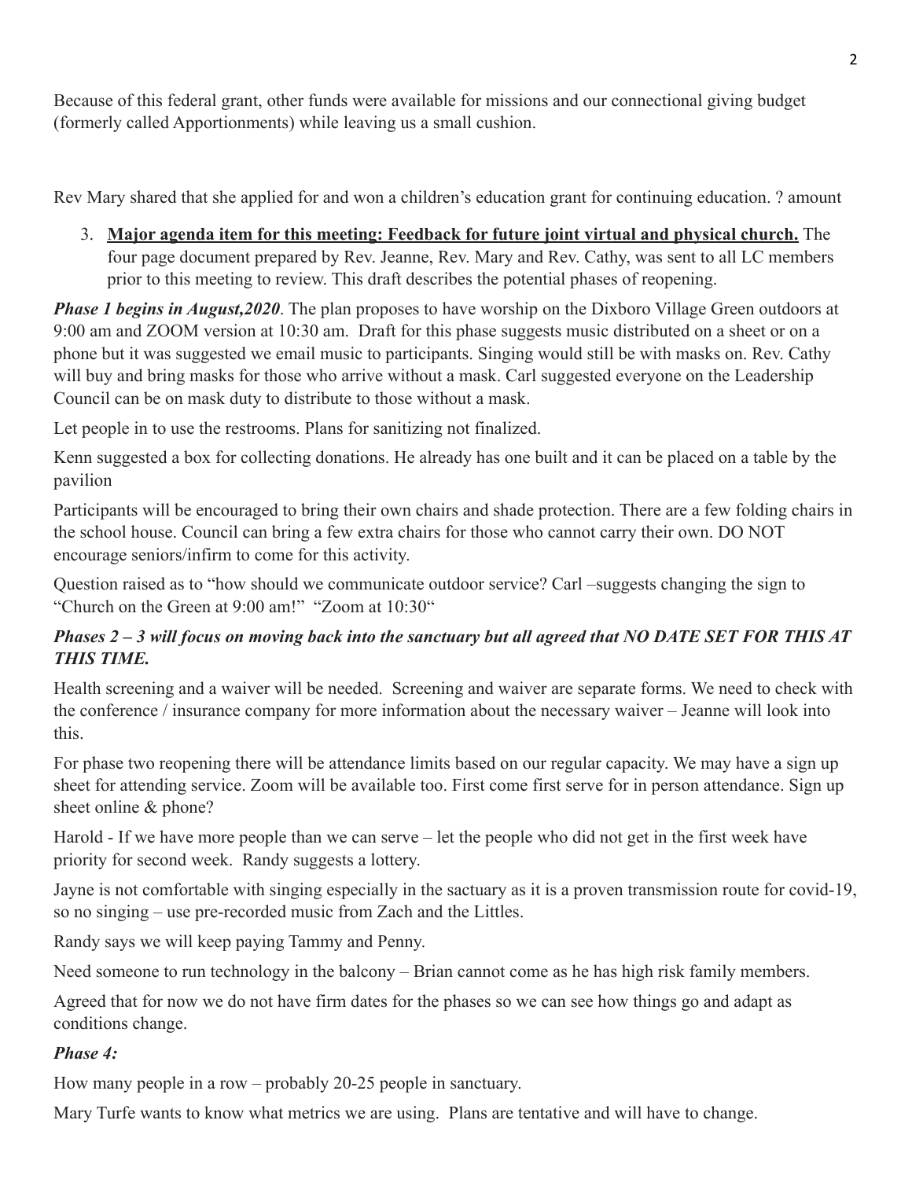Because of this federal grant, other funds were available for missions and our connectional giving budget (formerly called Apportionments) while leaving us a small cushion.

Rev Mary shared that she applied for and won a children's education grant for continuing education. ? amount

3. **Major agenda item for this meeting: Feedback for future joint virtual and physical church.** The four page document prepared by Rev. Jeanne, Rev. Mary and Rev. Cathy, was sent to all LC members prior to this meeting to review. This draft describes the potential phases of reopening.

***Phase 1 begins in August,2020***. The plan proposes to have worship on the Dixboro Village Green outdoors at 9:00 am and ZOOM version at 10:30 am. Draft for this phase suggests music distributed on a sheet or on a phone but it was suggested we email music to participants. Singing would still be with masks on. Rev. Cathy will buy and bring masks for those who arrive without a mask. Carl suggested everyone on the Leadership Council can be on mask duty to distribute to those without a mask.

Let people in to use the restrooms. Plans for sanitizing not finalized.

Kenn suggested a box for collecting donations. He already has one built and it can be placed on a table by the pavilion

Participants will be encouraged to bring their own chairs and shade protection. There are a few folding chairs in the school house. Council can bring a few extra chairs for those who cannot carry their own. DO NOT encourage seniors/infirm to come for this activity.

Question raised as to "how should we communicate outdoor service? Carl –suggests changing the sign to "Church on the Green at 9:00 am!" "Zoom at 10:30"

***Phases 2 – 3 will focus on moving back into the sanctuary but all agreed that NO DATE SET FOR THIS AT THIS TIME.***

Health screening and a waiver will be needed. Screening and waiver are separate forms. We need to check with the conference / insurance company for more information about the necessary waiver – Jeanne will look into this.

For phase two reopening there will be attendance limits based on our regular capacity. We may have a sign up sheet for attending service. Zoom will be available too. First come first serve for in person attendance. Sign up sheet online & phone?

Harold - If we have more people than we can serve – let the people who did not get in the first week have priority for second week. Randy suggests a lottery.

Jayne is not comfortable with singing especially in the sactuary as it is a proven transmission route for covid-19, so no singing – use pre-recorded music from Zach and the Littles.

Randy says we will keep paying Tammy and Penny.

Need someone to run technology in the balcony – Brian cannot come as he has high risk family members.

Agreed that for now we do not have firm dates for the phases so we can see how things go and adapt as conditions change.

***Phase 4:***

How many people in a row – probably 20-25 people in sanctuary.

Mary Turfe wants to know what metrics we are using. Plans are tentative and will have to change.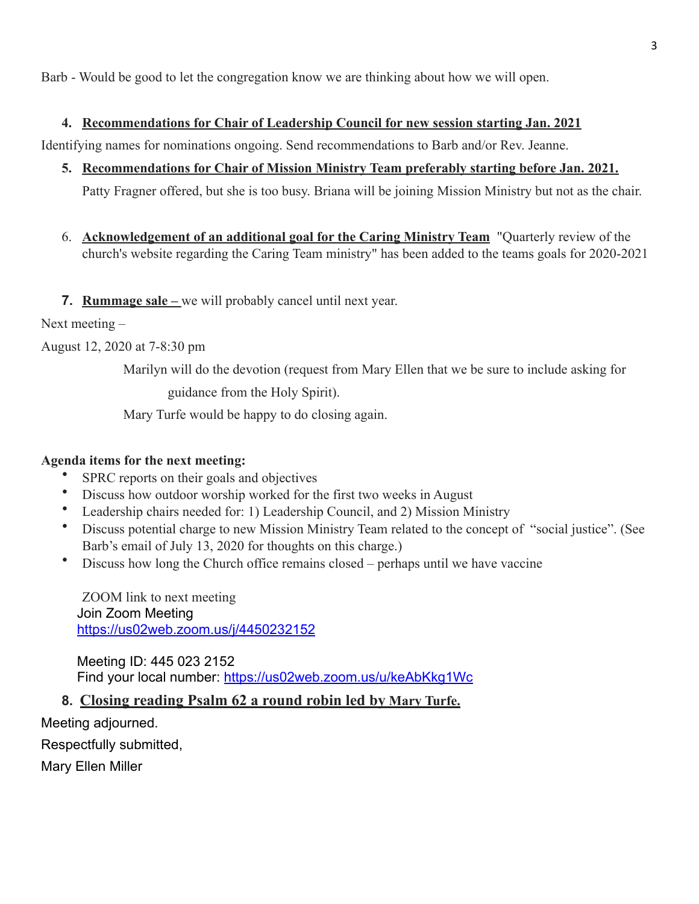Barb - Would be good to let the congregation know we are thinking about how we will open.

4. **Recommendations for Chair of Leadership Council for new session starting Jan. 2021**

Identifying names for nominations ongoing. Send recommendations to Barb and/or Rev. Jeanne.

5. **Recommendations for Chair of Mission Ministry Team preferably starting before Jan. 2021.**

   Patty Fragner offered, but she is too busy. Briana will be joining Mission Ministry but not as the chair.

6. **Acknowledgement of an additional goal for the Caring Ministry Team** "Quarterly review of the church's website regarding the Caring Team ministry" has been added to the teams goals for 2020-2021

7. **Rummage sale –** we will probably cancel until next year.

Next meeting –

August 12, 2020 at 7-8:30 pm

Marilyn will do the devotion (request from Mary Ellen that we be sure to include asking for guidance from the Holy Spirit).

Mary Turfe would be happy to do closing again.

**Agenda items for the next meeting:**

- SPRC reports on their goals and objectives
- Discuss how outdoor worship worked for the first two weeks in August
- Leadership chairs needed for: 1) Leadership Council, and 2) Mission Ministry
- Discuss potential charge to new Mission Ministry Team related to the concept of "social justice". (See Barb's email of July 13, 2020 for thoughts on this charge.)
- Discuss how long the Church office remains closed – perhaps until we have vaccine

ZOOM link to next meeting
Join Zoom Meeting
https://us02web.zoom.us/j/4450232152

Meeting ID: 445 023 2152
Find your local number: https://us02web.zoom.us/u/keAbKkg1Wc

8. **Closing reading Psalm 62 a round robin led by Mary Turfe.**

Meeting adjourned.

Respectfully submitted,

Mary Ellen Miller